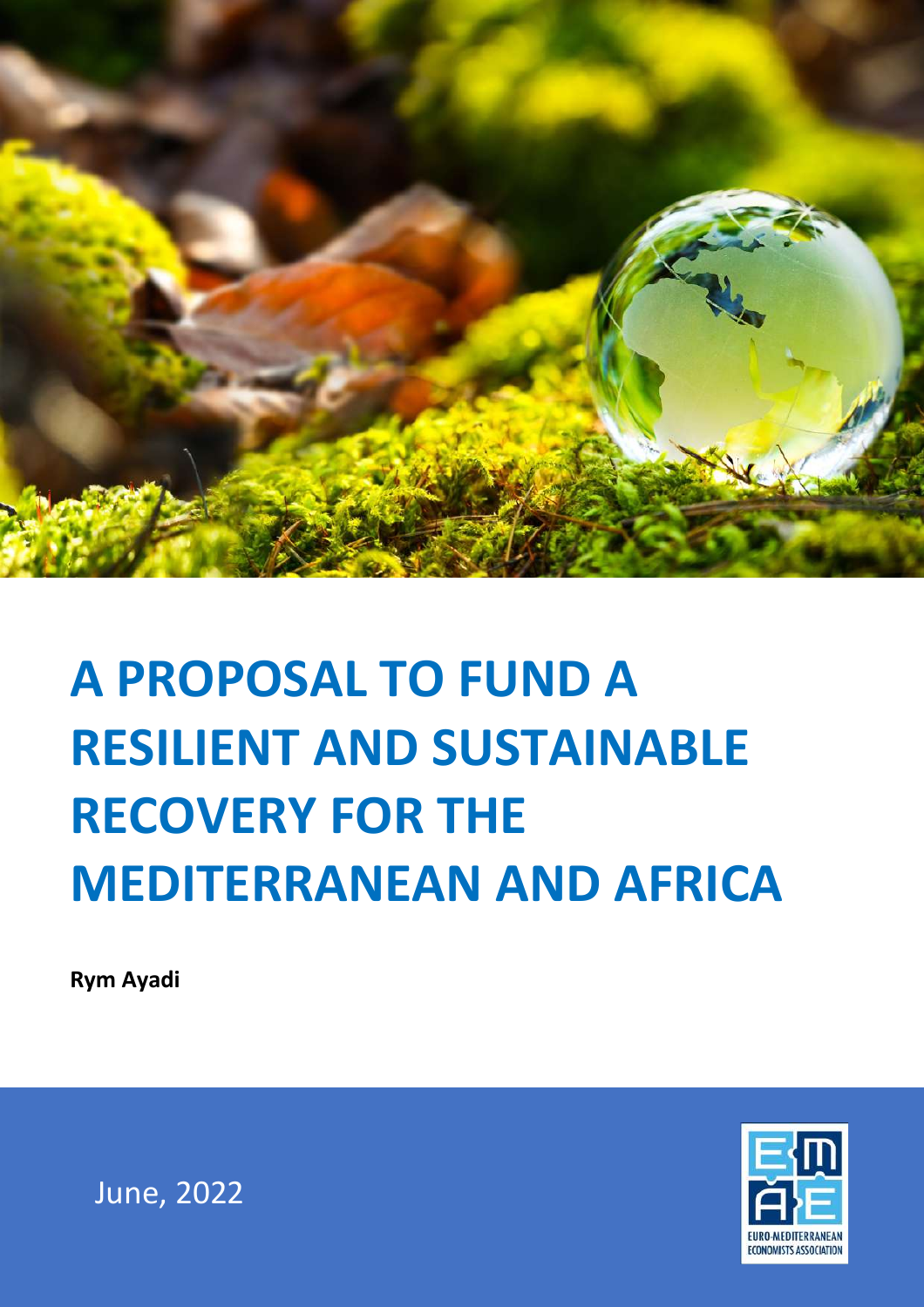# A PROPOSAL TO FUND A RESILIENT AND SUSTAINABLE RECOVERY FOR THE MEDITERRANEAN AND AFRICA

**Rym Ayadi**

June, 2022

EURO-MEDITERRANEAN ECONOMISTS ASSOCIATION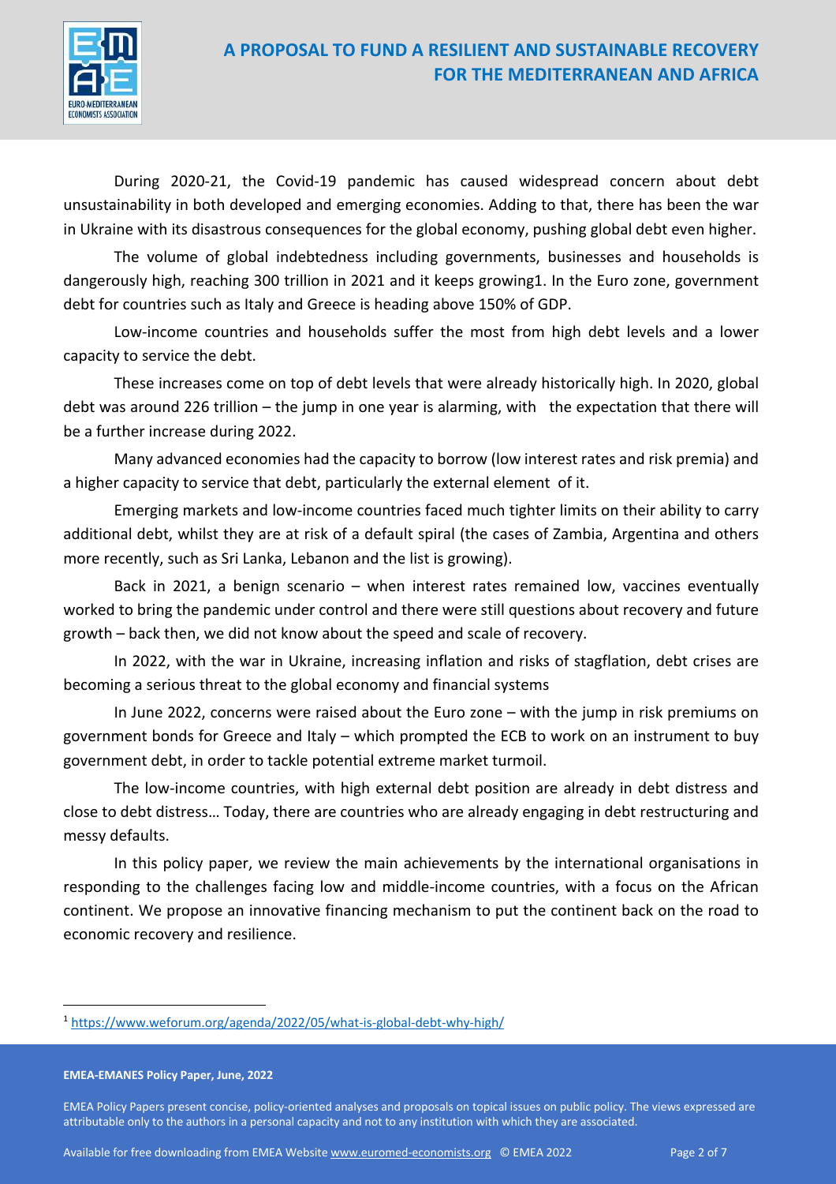During 2020-21, the Covid-19 pandemic has caused widespread concern about debt unsustainability in both developed and emerging economies. Adding to that, there has been the war in Ukraine with its disastrous consequences for the global economy, pushing global debt even higher.

The volume of global indebtedness including governments, businesses and households is dangerously high, reaching 300 trillion in 2021 and it keeps growing[1]. In the Euro zone, government debt for countries such as Italy and Greece is heading above 150% of GDP.

Low-income countries and households suffer the most from high debt levels and a lower capacity to service the debt.

These increases come on top of debt levels that were already historically high. In 2020, global debt was around 226 trillion – the jump in one year is alarming, with the expectation that there will be a further increase during 2022.

Many advanced economies had the capacity to borrow (low interest rates and risk premia) and a higher capacity to service that debt, particularly the external element of it.

Emerging markets and low-income countries faced much tighter limits on their ability to carry additional debt, whilst they are at risk of a default spiral (the cases of Zambia, Argentina and others more recently, such as Sri Lanka, Lebanon and the list is growing).

Back in 2021, a benign scenario – when interest rates remained low, vaccines eventually worked to bring the pandemic under control and there were still questions about recovery and future growth – back then, we did not know about the speed and scale of recovery.

In 2022, with the war in Ukraine, increasing inflation and risks of stagflation, debt crises are becoming a serious threat to the global economy and financial systems

In June 2022, concerns were raised about the Euro zone – with the jump in risk premiums on government bonds for Greece and Italy – which prompted the ECB to work on an instrument to buy government debt, in order to tackle potential extreme market turmoil.

The low-income countries, with high external debt position are already in debt distress and close to debt distress… Today, there are countries who are already engaging in debt restructuring and messy defaults.

In this policy paper, we review the main achievements by the international organisations in responding to the challenges facing low and middle-income countries, with a focus on the African continent. We propose an innovative financing mechanism to put the continent back on the road to economic recovery and resilience.

---

[1] https://www.weforum.org/agenda/2022/05/what-is-global-debt-why-high/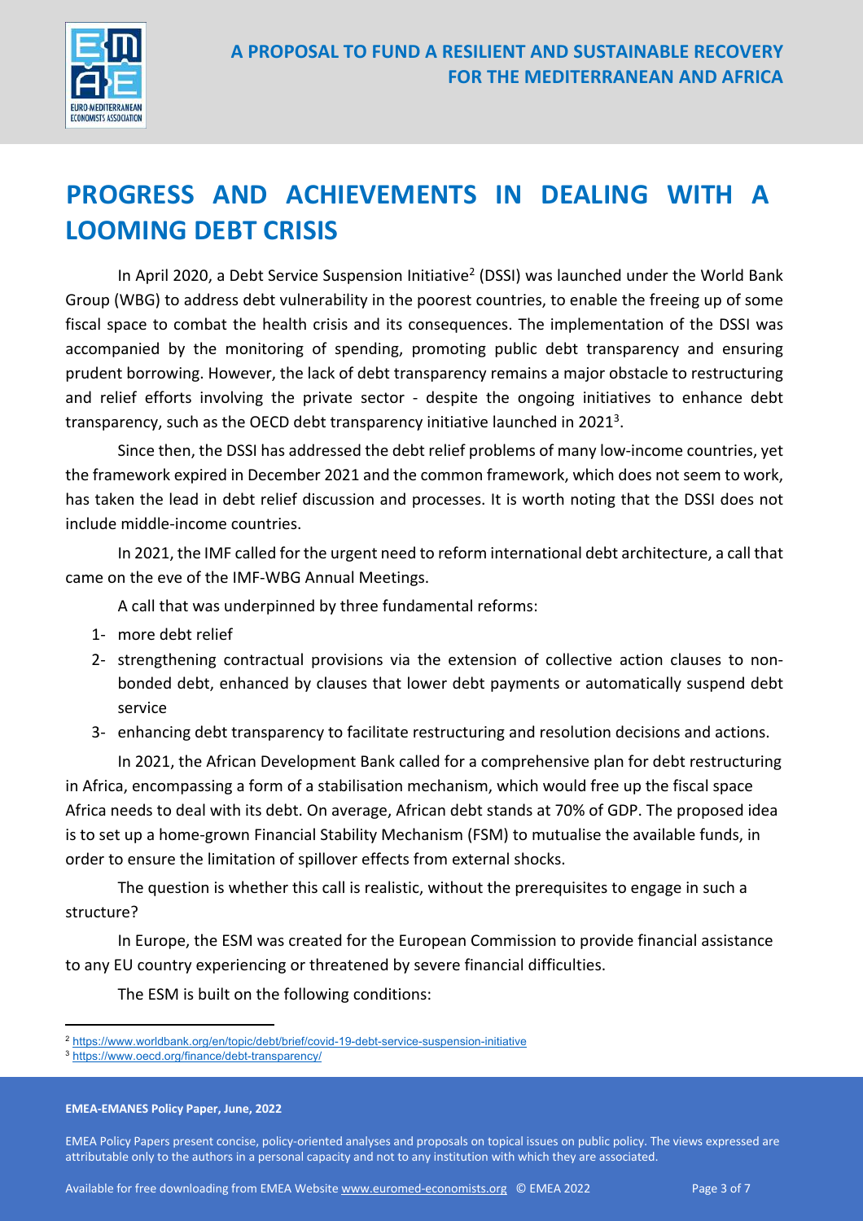# PROGRESS AND ACHIEVEMENTS IN DEALING WITH A LOOMING DEBT CRISIS

In April 2020, a Debt Service Suspension Initiative[2] (DSSI) was launched under the World Bank Group (WBG) to address debt vulnerability in the poorest countries, to enable the freeing up of some fiscal space to combat the health crisis and its consequences. The implementation of the DSSI was accompanied by the monitoring of spending, promoting public debt transparency and ensuring prudent borrowing. However, the lack of debt transparency remains a major obstacle to restructuring and relief efforts involving the private sector - despite the ongoing initiatives to enhance debt transparency, such as the OECD debt transparency initiative launched in 2021[3].

Since then, the DSSI has addressed the debt relief problems of many low-income countries, yet the framework expired in December 2021 and the common framework, which does not seem to work, has taken the lead in debt relief discussion and processes. It is worth noting that the DSSI does not include middle-income countries.

In 2021, the IMF called for the urgent need to reform international debt architecture, a call that came on the eve of the IMF-WBG Annual Meetings.

A call that was underpinned by three fundamental reforms:

1- more debt relief
2- strengthening contractual provisions via the extension of collective action clauses to non-bonded debt, enhanced by clauses that lower debt payments or automatically suspend debt service
3- enhancing debt transparency to facilitate restructuring and resolution decisions and actions.

In 2021, the African Development Bank called for a comprehensive plan for debt restructuring in Africa, encompassing a form of a stabilisation mechanism, which would free up the fiscal space Africa needs to deal with its debt. On average, African debt stands at 70% of GDP. The proposed idea is to set up a home-grown Financial Stability Mechanism (FSM) to mutualise the available funds, in order to ensure the limitation of spillover effects from external shocks.

The question is whether this call is realistic, without the prerequisites to engage in such a structure?

In Europe, the ESM was created for the European Commission to provide financial assistance to any EU country experiencing or threatened by severe financial difficulties.

The ESM is built on the following conditions:

---

[2] https://www.worldbank.org/en/topic/debt/brief/covid-19-debt-service-suspension-initiative

[3] https://www.oecd.org/finance/debt-transparency/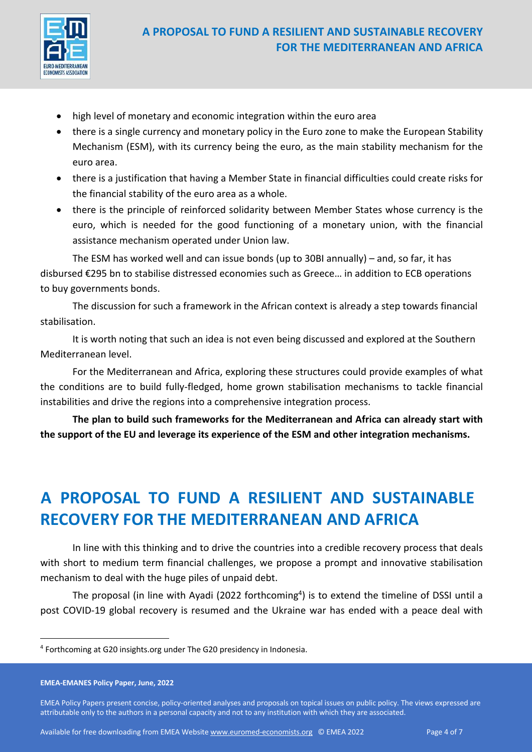- high level of monetary and economic integration within the euro area
- there is a single currency and monetary policy in the Euro zone to make the European Stability Mechanism (ESM), with its currency being the euro, as the main stability mechanism for the euro area.
- there is a justification that having a Member State in financial difficulties could create risks for the financial stability of the euro area as a whole.
- there is the principle of reinforced solidarity between Member States whose currency is the euro, which is needed for the good functioning of a monetary union, with the financial assistance mechanism operated under Union law.

The ESM has worked well and can issue bonds (up to 30BI annually) – and, so far, it has disbursed €295 bn to stabilise distressed economies such as Greece… in addition to ECB operations to buy governments bonds.

The discussion for such a framework in the African context is already a step towards financial stabilisation.

It is worth noting that such an idea is not even being discussed and explored at the Southern Mediterranean level.

For the Mediterranean and Africa, exploring these structures could provide examples of what the conditions are to build fully-fledged, home grown stabilisation mechanisms to tackle financial instabilities and drive the regions into a comprehensive integration process.

**The plan to build such frameworks for the Mediterranean and Africa can already start with the support of the EU and leverage its experience of the ESM and other integration mechanisms.**

# A PROPOSAL TO FUND A RESILIENT AND SUSTAINABLE RECOVERY FOR THE MEDITERRANEAN AND AFRICA

In line with this thinking and to drive the countries into a credible recovery process that deals with short to medium term financial challenges, we propose a prompt and innovative stabilisation mechanism to deal with the huge piles of unpaid debt.

The proposal (in line with Ayadi (2022 forthcoming[4]) is to extend the timeline of DSSI until a post COVID-19 global recovery is resumed and the Ukraine war has ended with a peace deal with

[4] Forthcoming at G20 insights.org under The G20 presidency in Indonesia.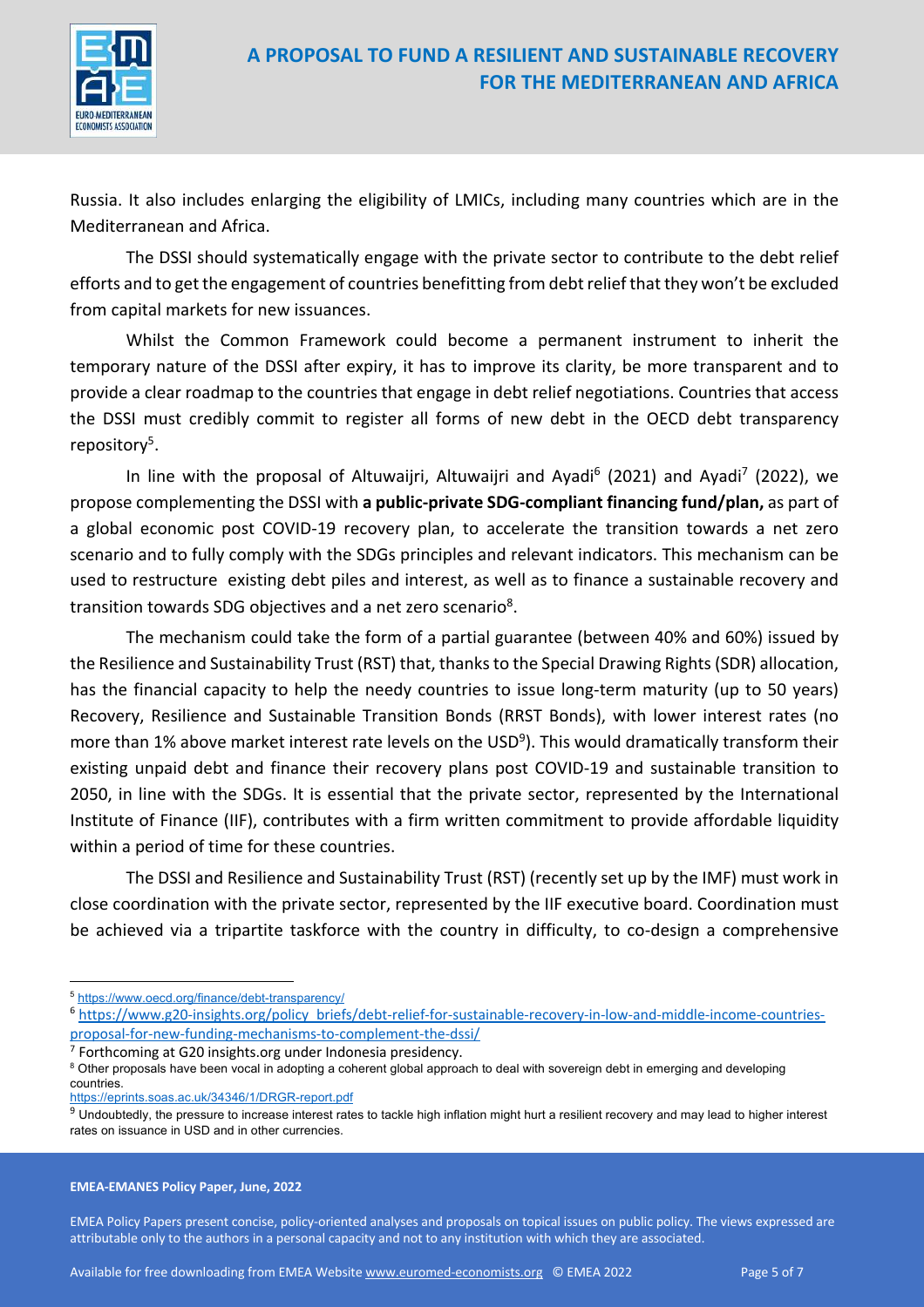Russia. It also includes enlarging the eligibility of LMICs, including many countries which are in the Mediterranean and Africa.

The DSSI should systematically engage with the private sector to contribute to the debt relief efforts and to get the engagement of countries benefitting from debt relief that they won't be excluded from capital markets for new issuances.

Whilst the Common Framework could become a permanent instrument to inherit the temporary nature of the DSSI after expiry, it has to improve its clarity, be more transparent and to provide a clear roadmap to the countries that engage in debt relief negotiations. Countries that access the DSSI must credibly commit to register all forms of new debt in the OECD debt transparency repository[5].

In line with the proposal of Altuwaijri, Altuwaijri and Ayadi[6] (2021) and Ayadi[7] (2022), we propose complementing the DSSI with **a public-private SDG-compliant financing fund/plan,** as part of a global economic post COVID-19 recovery plan, to accelerate the transition towards a net zero scenario and to fully comply with the SDGs principles and relevant indicators. This mechanism can be used to restructure existing debt piles and interest, as well as to finance a sustainable recovery and transition towards SDG objectives and a net zero scenario[8].

The mechanism could take the form of a partial guarantee (between 40% and 60%) issued by the Resilience and Sustainability Trust (RST) that, thanks to the Special Drawing Rights (SDR) allocation, has the financial capacity to help the needy countries to issue long-term maturity (up to 50 years) Recovery, Resilience and Sustainable Transition Bonds (RRST Bonds), with lower interest rates (no more than 1% above market interest rate levels on the USD[9]). This would dramatically transform their existing unpaid debt and finance their recovery plans post COVID-19 and sustainable transition to 2050, in line with the SDGs. It is essential that the private sector, represented by the International Institute of Finance (IIF), contributes with a firm written commitment to provide affordable liquidity within a period of time for these countries.

The DSSI and Resilience and Sustainability Trust (RST) (recently set up by the IMF) must work in close coordination with the private sector, represented by the IIF executive board. Coordination must be achieved via a tripartite taskforce with the country in difficulty, to co-design a comprehensive

---

[5] https://www.oecd.org/finance/debt-transparency/

[6] https://www.g20-insights.org/policy_briefs/debt-relief-for-sustainable-recovery-in-low-and-middle-income-countries-proposal-for-new-funding-mechanisms-to-complement-the-dssi/

[7] Forthcoming at G20 insights.org under Indonesia presidency.

[8] Other proposals have been vocal in adopting a coherent global approach to deal with sovereign debt in emerging and developing countries. https://eprints.soas.ac.uk/34346/1/DRGR-report.pdf

[9] Undoubtedly, the pressure to increase interest rates to tackle high inflation might hurt a resilient recovery and may lead to higher interest rates on issuance in USD and in other currencies.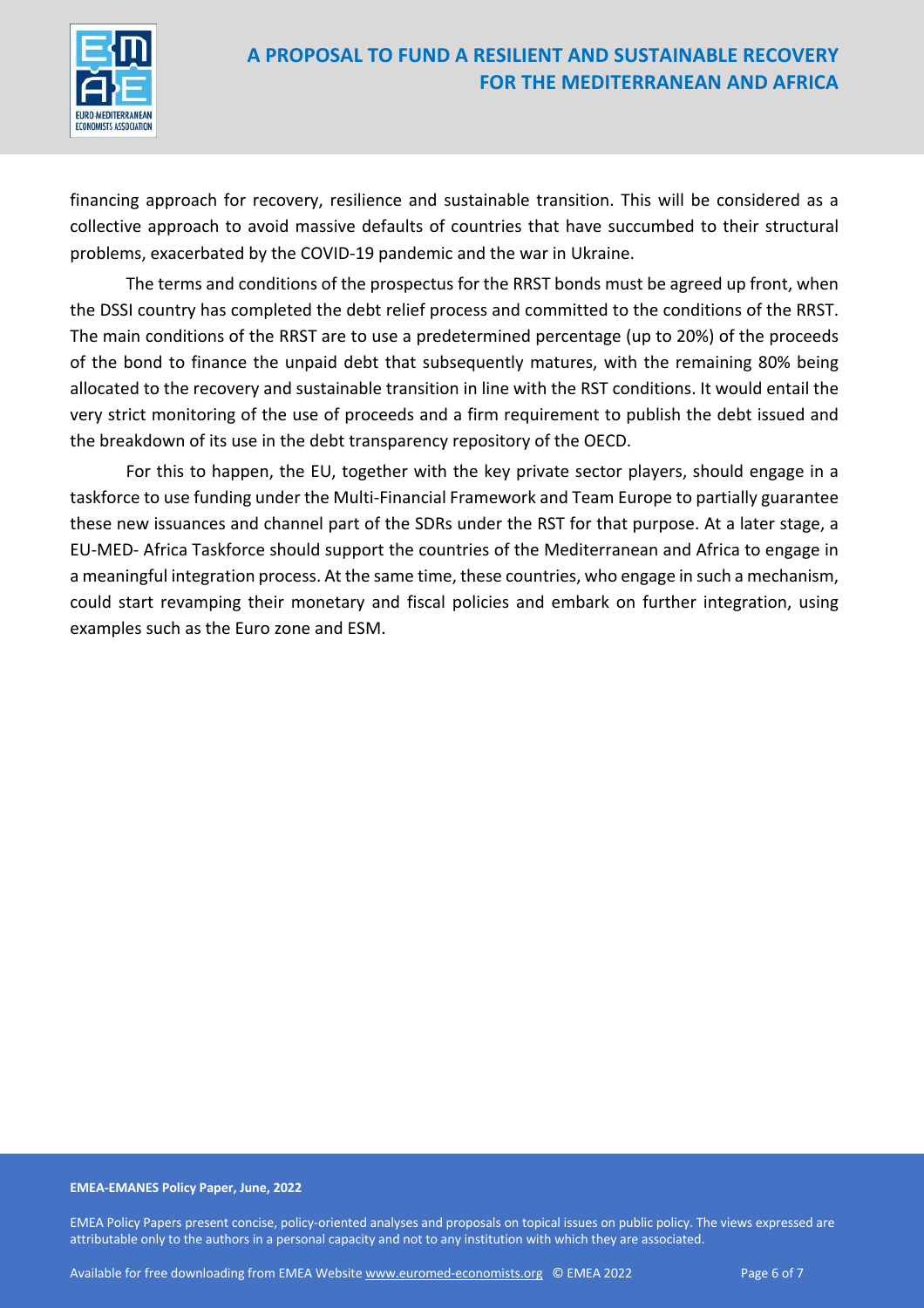financing approach for recovery, resilience and sustainable transition. This will be considered as a collective approach to avoid massive defaults of countries that have succumbed to their structural problems, exacerbated by the COVID-19 pandemic and the war in Ukraine.

The terms and conditions of the prospectus for the RRST bonds must be agreed up front, when the DSSI country has completed the debt relief process and committed to the conditions of the RRST. The main conditions of the RRST are to use a predetermined percentage (up to 20%) of the proceeds of the bond to finance the unpaid debt that subsequently matures, with the remaining 80% being allocated to the recovery and sustainable transition in line with the RST conditions. It would entail the very strict monitoring of the use of proceeds and a firm requirement to publish the debt issued and the breakdown of its use in the debt transparency repository of the OECD.

For this to happen, the EU, together with the key private sector players, should engage in a taskforce to use funding under the Multi-Financial Framework and Team Europe to partially guarantee these new issuances and channel part of the SDRs under the RST for that purpose. At a later stage, a EU-MED- Africa Taskforce should support the countries of the Mediterranean and Africa to engage in a meaningful integration process. At the same time, these countries, who engage in such a mechanism, could start revamping their monetary and fiscal policies and embark on further integration, using examples such as the Euro zone and ESM.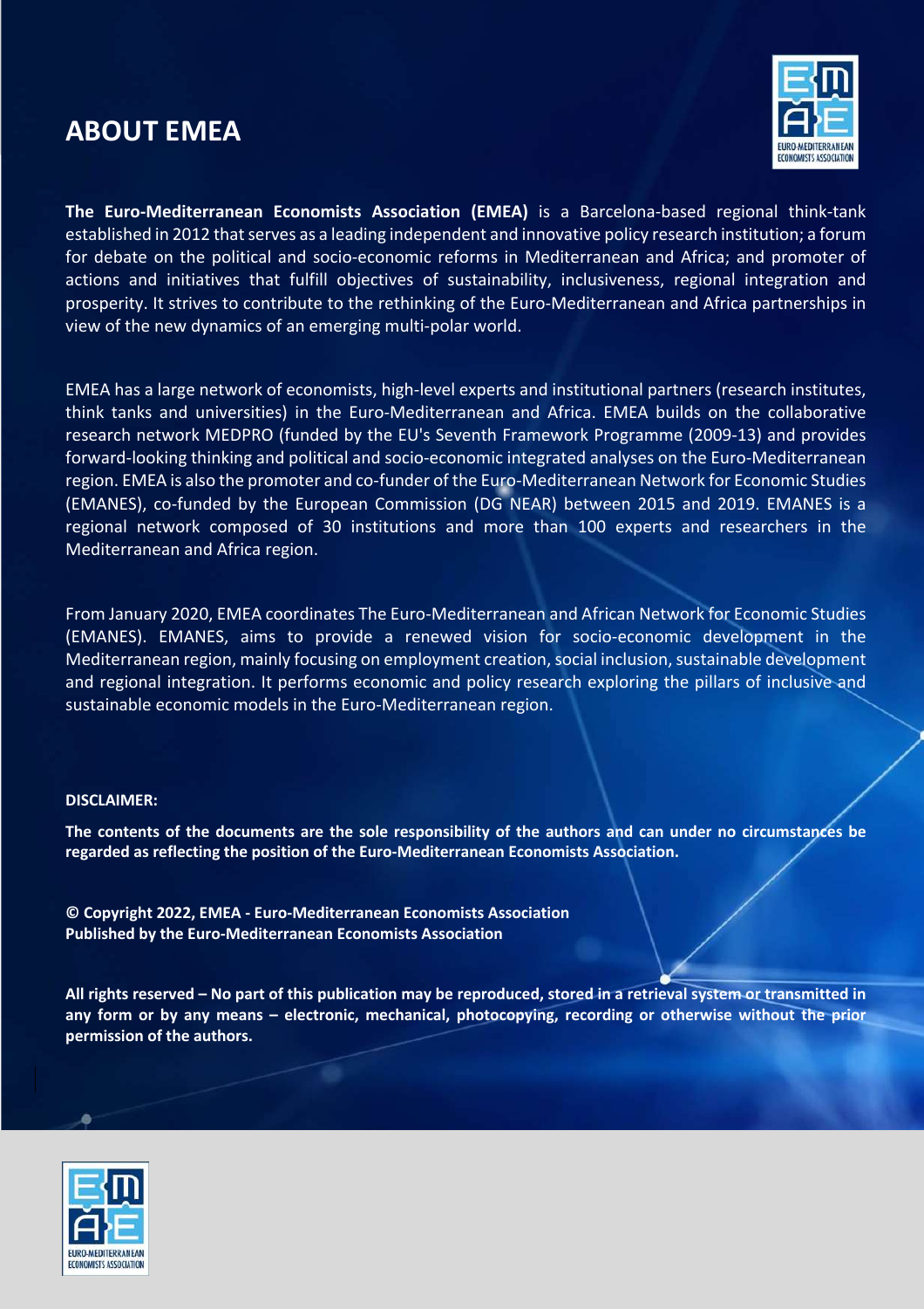# ABOUT EMEA

**The Euro-Mediterranean Economists Association (EMEA)** is a Barcelona-based regional think-tank established in 2012 that serves as a leading independent and innovative policy research institution; a forum for debate on the political and socio-economic reforms in Mediterranean and Africa; and promoter of actions and initiatives that fulfill objectives of sustainability, inclusiveness, regional integration and prosperity. It strives to contribute to the rethinking of the Euro-Mediterranean and Africa partnerships in view of the new dynamics of an emerging multi-polar world.

EMEA has a large network of economists, high-level experts and institutional partners (research institutes, think tanks and universities) in the Euro-Mediterranean and Africa. EMEA builds on the collaborative research network MEDPRO (funded by the EU's Seventh Framework Programme (2009-13) and provides forward-looking thinking and political and socio-economic integrated analyses on the Euro-Mediterranean region. EMEA is also the promoter and co-funder of the Euro-Mediterranean Network for Economic Studies (EMANES), co-funded by the European Commission (DG NEAR) between 2015 and 2019. EMANES is a regional network composed of 30 institutions and more than 100 experts and researchers in the Mediterranean and Africa region.

From January 2020, EMEA coordinates The Euro-Mediterranean and African Network for Economic Studies (EMANES). EMANES, aims to provide a renewed vision for socio-economic development in the Mediterranean region, mainly focusing on employment creation, social inclusion, sustainable development and regional integration. It performs economic and policy research exploring the pillars of inclusive and sustainable economic models in the Euro-Mediterranean region.

**DISCLAIMER:**

**The contents of the documents are the sole responsibility of the authors and can under no circumstances be regarded as reflecting the position of the Euro-Mediterranean Economists Association.**

**© Copyright 2022, EMEA - Euro-Mediterranean Economists Association**
**Published by the Euro-Mediterranean Economists Association**

**All rights reserved – No part of this publication may be reproduced, stored in a retrieval system or transmitted in any form or by any means – electronic, mechanical, photocopying, recording or otherwise without the prior permission of the authors.**